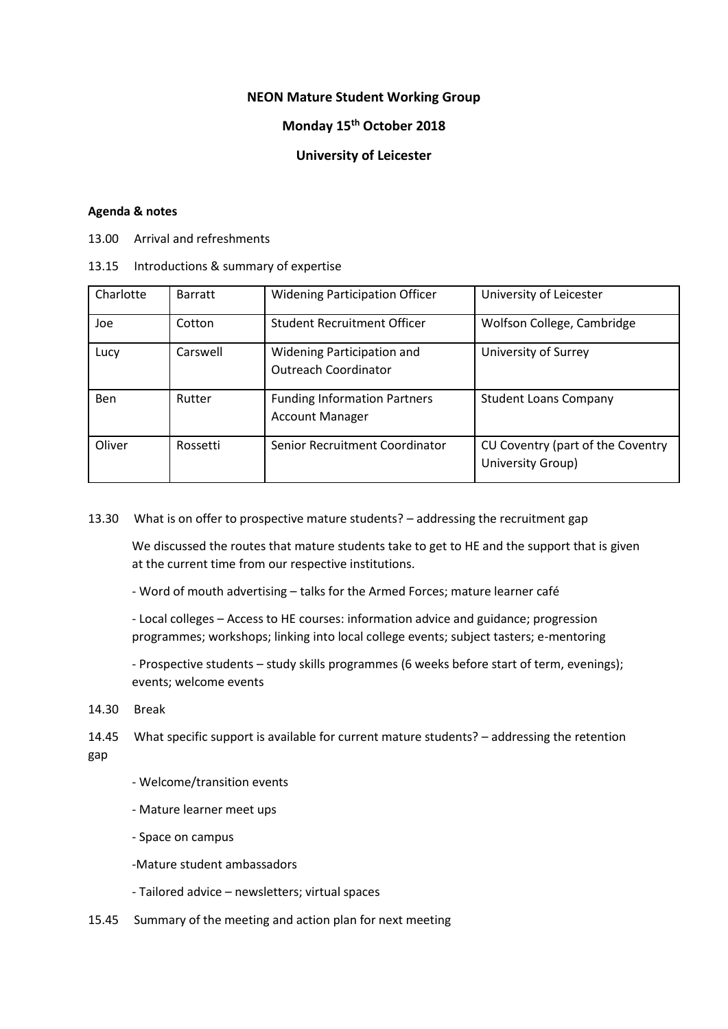**NEON Mature Student Working Group**

**Monday 15th October 2018**

**University of Leicester**

**Agenda & notes**

13.00 Arrival and refreshments

13.15 Introductions & summary of expertise

| | | | |
|---|---|---|---|
| Charlotte | Barratt | Widening Participation Officer | University of Leicester |
| Joe | Cotton | Student Recruitment Officer | Wolfson College, Cambridge |
| Lucy | Carswell | Widening Participation and Outreach Coordinator | University of Surrey |
| Ben | Rutter | Funding Information Partners Account Manager | Student Loans Company |
| Oliver | Rossetti | Senior Recruitment Coordinator | CU Coventry (part of the Coventry University Group) |

13.30 What is on offer to prospective mature students? – addressing the recruitment gap

We discussed the routes that mature students take to get to HE and the support that is given at the current time from our respective institutions.

- Word of mouth advertising – talks for the Armed Forces; mature learner café

- Local colleges – Access to HE courses: information advice and guidance; progression programmes; workshops; linking into local college events; subject tasters; e-mentoring

- Prospective students – study skills programmes (6 weeks before start of term, evenings); events; welcome events

14.30 Break

14.45 What specific support is available for current mature students? – addressing the retention gap

- Welcome/transition events

- Mature learner meet ups

- Space on campus

-Mature student ambassadors

- Tailored advice – newsletters; virtual spaces

15.45 Summary of the meeting and action plan for next meeting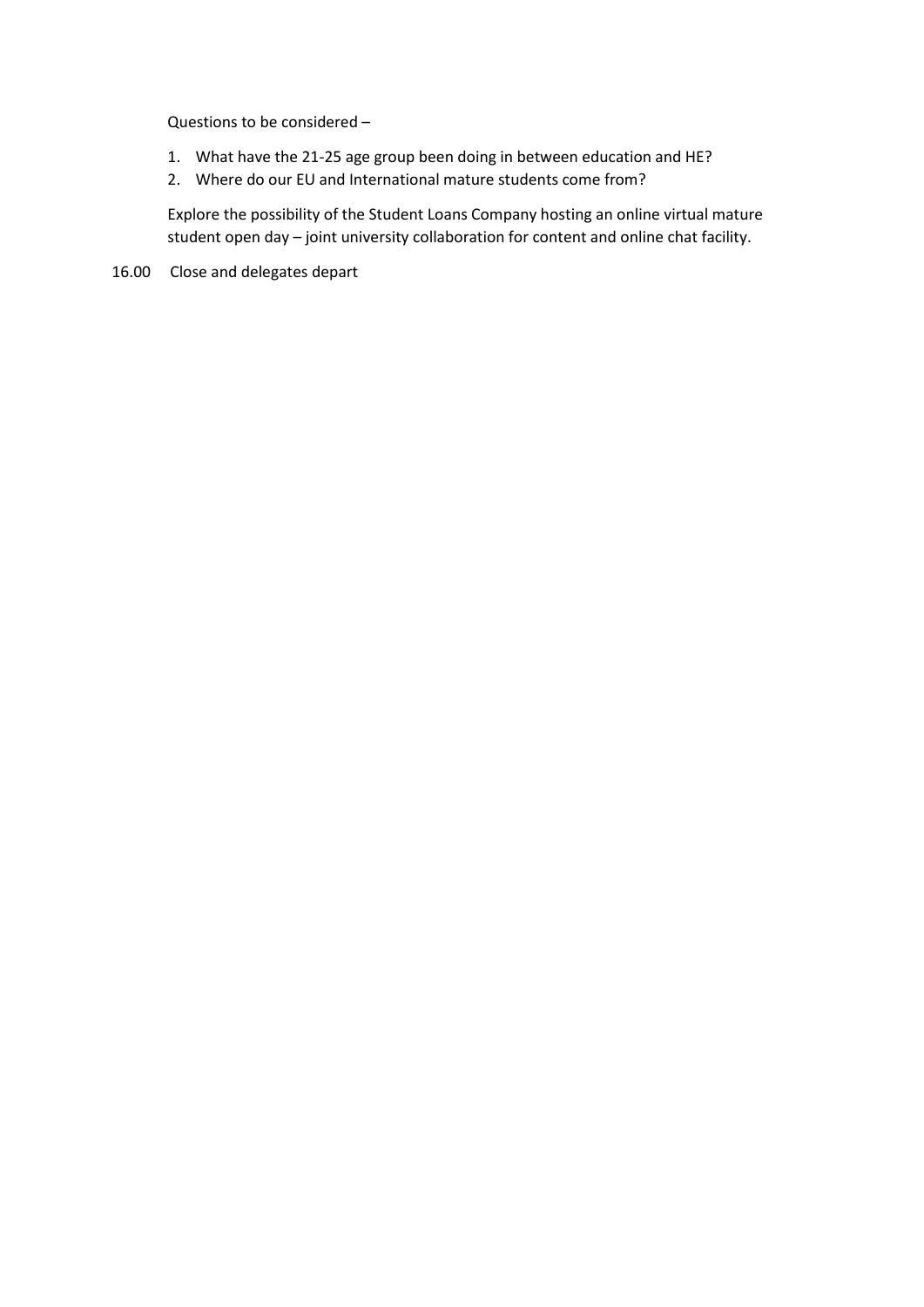Questions to be considered –

1. What have the 21-25 age group been doing in between education and HE?
2. Where do our EU and International mature students come from?

Explore the possibility of the Student Loans Company hosting an online virtual mature student open day – joint university collaboration for content and online chat facility.

16.00 Close and delegates depart